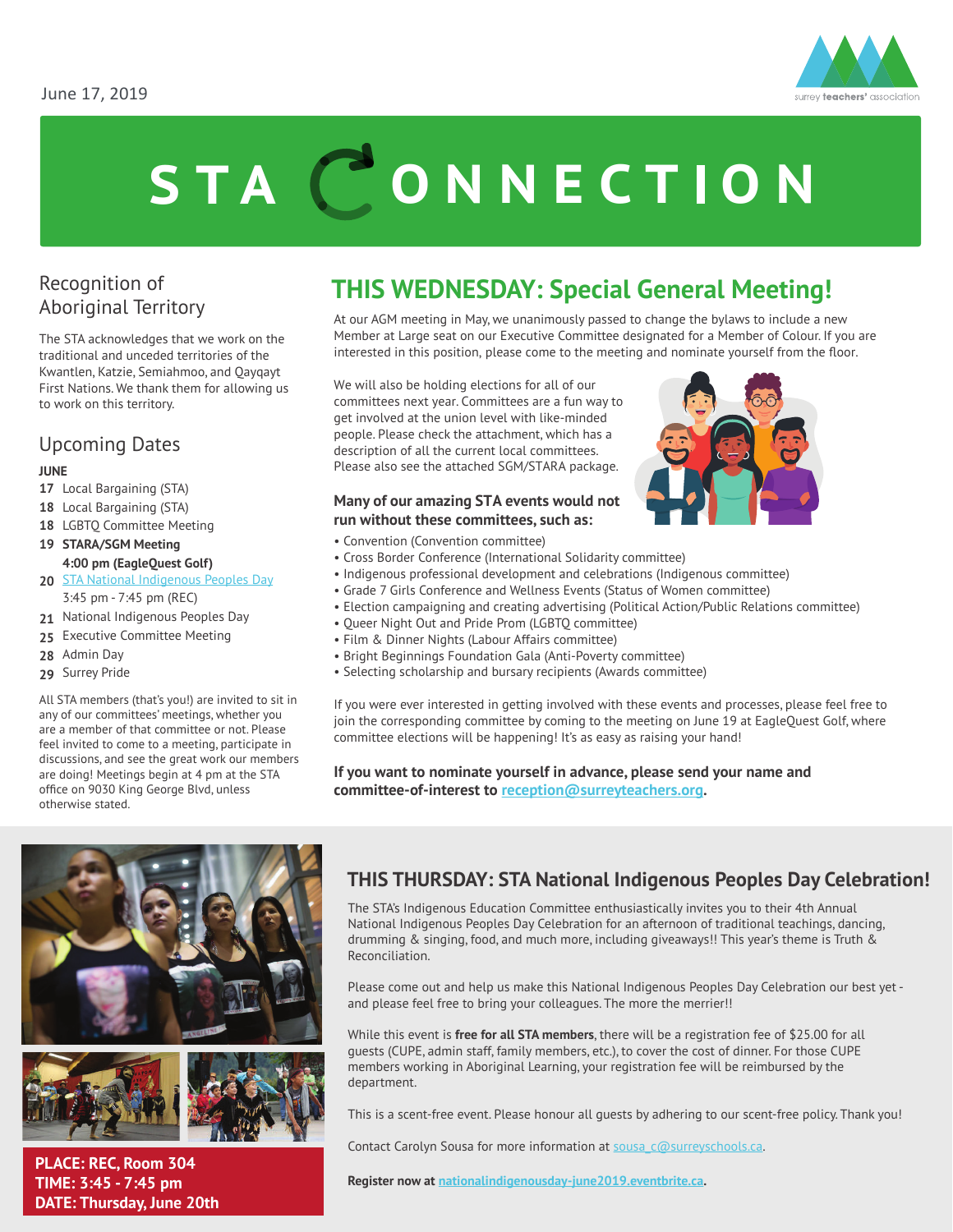June 17, 2019

surrey teachers' association

# STA CONNECTION

## Recognition of Aboriginal Territory

The STA acknowledges that we work on the traditional and unceded territories of the Kwantlen, Katzie, Semiahmoo, and Qayqayt First Nations. We thank them for allowing us to work on this territory.

## Upcoming Dates

**JUNE**

- **17** Local Bargaining (STA)
- **18** Local Bargaining (STA)
- **18** LGBTQ Committee Meeting
- **19** **STARA/SGM Meeting 4:00 pm (EagleQuest Golf)**
- **20** STA National Indigenous Peoples Day 3:45 pm - 7:45 pm (REC)
- **21** National Indigenous Peoples Day
- **25** Executive Committee Meeting
- **28** Admin Day
- **29** Surrey Pride

All STA members (that's you!) are invited to sit in any of our committees' meetings, whether you are a member of that committee or not. Please feel invited to come to a meeting, participate in discussions, and see the great work our members are doing! Meetings begin at 4 pm at the STA office on 9030 King George Blvd, unless otherwise stated.

## THIS WEDNESDAY: Special General Meeting!

At our AGM meeting in May, we unanimously passed to change the bylaws to include a new Member at Large seat on our Executive Committee designated for a Member of Colour. If you are interested in this position, please come to the meeting and nominate yourself from the floor.

We will also be holding elections for all of our committees next year. Committees are a fun way to get involved at the union level with like-minded people. Please check the attachment, which has a description of all the current local committees. Please also see the attached SGM/STARA package.

**Many of our amazing STA events would not run without these committees, such as:**

- Convention (Convention committee)
- Cross Border Conference (International Solidarity committee)
- Indigenous professional development and celebrations (Indigenous committee)
- Grade 7 Girls Conference and Wellness Events (Status of Women committee)
- Election campaigning and creating advertising (Political Action/Public Relations committee)
- Queer Night Out and Pride Prom (LGBTQ committee)
- Film & Dinner Nights (Labour Affairs committee)
- Bright Beginnings Foundation Gala (Anti-Poverty committee)
- Selecting scholarship and bursary recipients (Awards committee)

If you were ever interested in getting involved with these events and processes, please feel free to join the corresponding committee by coming to the meeting on June 19 at EagleQuest Golf, where committee elections will be happening! It's as easy as raising your hand!

**If you want to nominate yourself in advance, please send your name and committee-of-interest to reception@surreyteachers.org.**

## THIS THURSDAY: STA National Indigenous Peoples Day Celebration!

The STA's Indigenous Education Committee enthusiastically invites you to their 4th Annual National Indigenous Peoples Day Celebration for an afternoon of traditional teachings, dancing, drumming & singing, food, and much more, including giveaways!! This year's theme is Truth & Reconciliation.

Please come out and help us make this National Indigenous Peoples Day Celebration our best yet - and please feel free to bring your colleagues. The more the merrier!!

While this event is **free for all STA members**, there will be a registration fee of $25.00 for all guests (CUPE, admin staff, family members, etc.), to cover the cost of dinner. For those CUPE members working in Aboriginal Learning, your registration fee will be reimbursed by the department.

This is a scent-free event. Please honour all guests by adhering to our scent-free policy. Thank you!

Contact Carolyn Sousa for more information at sousa_c@surreyschools.ca.

**Register now at nationalindigenousday-june2019.eventbrite.ca.**

**PLACE: REC, Room 304**
**TIME: 3:45 - 7:45 pm**
**DATE: Thursday, June 20th**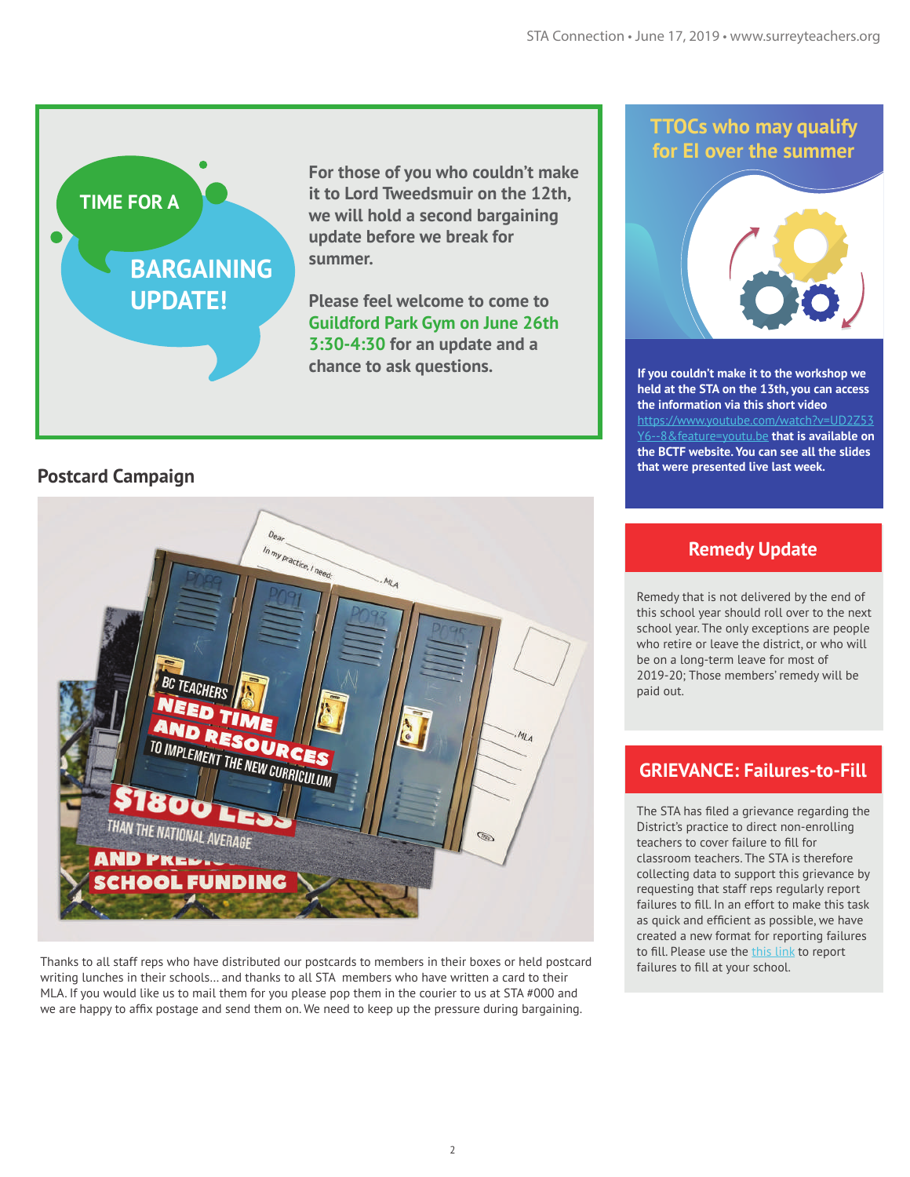## TIME FOR A BARGAINING UPDATE!

**For those of you who couldn't make it to Lord Tweedsmuir on the 12th, we will hold a second bargaining update before we break for summer.**

**Please feel welcome to come to Guildford Park Gym on June 26th 3:30-4:30 for an update and a chance to ask questions.**

## Postcard Campaign

Thanks to all staff reps who have distributed our postcards to members in their boxes or held postcard writing lunches in their schools... and thanks to all STA members who have written a card to their MLA. If you would like us to mail them for you please pop them in the courier to us at STA #000 and we are happy to affix postage and send them on. We need to keep up the pressure during bargaining.

## TTOCs who may qualify for EI over the summer

**If you couldn't make it to the workshop we held at the STA on the 13th, you can access the information via this short video https://www.youtube.com/watch?v=UD2Z53Y6--8&feature=youtu.be that is available on the BCTF website. You can see all the slides that were presented live last week.**

## Remedy Update

Remedy that is not delivered by the end of this school year should roll over to the next school year. The only exceptions are people who retire or leave the district, or who will be on a long-term leave for most of 2019-20; Those members' remedy will be paid out.

## GRIEVANCE: Failures-to-Fill

The STA has filed a grievance regarding the District's practice to direct non-enrolling teachers to cover failure to fill for classroom teachers. The STA is therefore collecting data to support this grievance by requesting that staff reps regularly report failures to fill. In an effort to make this task as quick and efficient as possible, we have created a new format for reporting failures to fill. Please use the this link to report failures to fill at your school.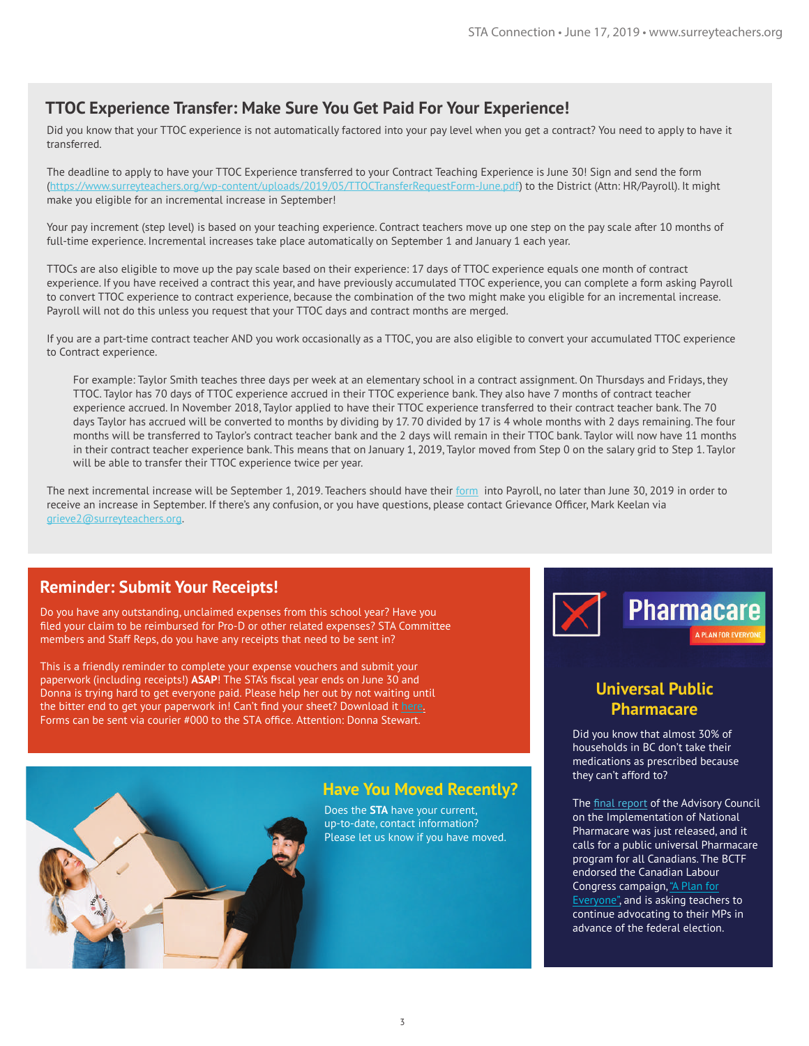## TTOC Experience Transfer: Make Sure You Get Paid For Your Experience!

Did you know that your TTOC experience is not automatically factored into your pay level when you get a contract? You need to apply to have it transferred.

The deadline to apply to have your TTOC Experience transferred to your Contract Teaching Experience is June 30! Sign and send the form (https://www.surreyteachers.org/wp-content/uploads/2019/05/TTOCTransferRequestForm-June.pdf) to the District (Attn: HR/Payroll). It might make you eligible for an incremental increase in September!

Your pay increment (step level) is based on your teaching experience. Contract teachers move up one step on the pay scale after 10 months of full-time experience. Incremental increases take place automatically on September 1 and January 1 each year.

TTOCs are also eligible to move up the pay scale based on their experience: 17 days of TTOC experience equals one month of contract experience. If you have received a contract this year, and have previously accumulated TTOC experience, you can complete a form asking Payroll to convert TTOC experience to contract experience, because the combination of the two might make you eligible for an incremental increase. Payroll will not do this unless you request that your TTOC days and contract months are merged.

If you are a part-time contract teacher AND you work occasionally as a TTOC, you are also eligible to convert your accumulated TTOC experience to Contract experience.

> For example: Taylor Smith teaches three days per week at an elementary school in a contract assignment. On Thursdays and Fridays, they TTOC. Taylor has 70 days of TTOC experience accrued in their TTOC experience bank. They also have 7 months of contract teacher experience accrued. In November 2018, Taylor applied to have their TTOC experience transferred to their contract teacher bank. The 70 days Taylor has accrued will be converted to months by dividing by 17. 70 divided by 17 is 4 whole months with 2 days remaining. The four months will be transferred to Taylor's contract teacher bank and the 2 days will remain in their TTOC bank. Taylor will now have 11 months in their contract teacher experience bank. This means that on January 1, 2019, Taylor moved from Step 0 on the salary grid to Step 1. Taylor will be able to transfer their TTOC experience twice per year.

The next incremental increase will be September 1, 2019. Teachers should have their form into Payroll, no later than June 30, 2019 in order to receive an increase in September. If there's any confusion, or you have questions, please contact Grievance Officer, Mark Keelan via grieve2@surreyteachers.org.

## Reminder: Submit Your Receipts!

Do you have any outstanding, unclaimed expenses from this school year? Have you filed your claim to be reimbursed for Pro-D or other related expenses? STA Committee members and Staff Reps, do you have any receipts that need to be sent in?

This is a friendly reminder to complete your expense vouchers and submit your paperwork (including receipts!) **ASAP**! The STA's fiscal year ends on June 30 and Donna is trying hard to get everyone paid. Please help her out by not waiting until the bitter end to get your paperwork in! Can't find your sheet? Download it here. Forms can be sent via courier #000 to the STA office. Attention: Donna Stewart.

## Have You Moved Recently?

Does the **STA** have your current, up-to-date, contact information? Please let us know if you have moved.

## Universal Public Pharmacare

Did you know that almost 30% of households in BC don't take their medications as prescribed because they can't afford to?

The final report of the Advisory Council on the Implementation of National Pharmacare was just released, and it calls for a public universal Pharmacare program for all Canadians. The BCTF endorsed the Canadian Labour Congress campaign, "A Plan for Everyone", and is asking teachers to continue advocating to their MPs in advance of the federal election.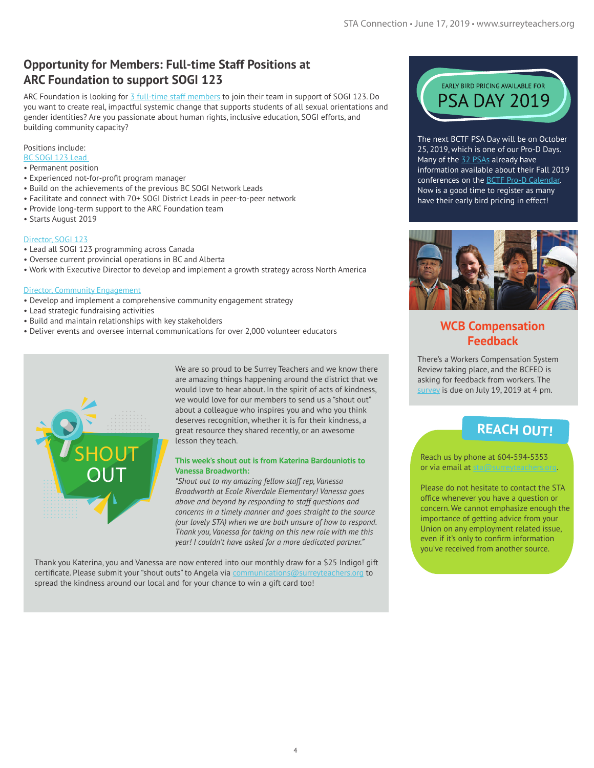## Opportunity for Members: Full-time Staff Positions at ARC Foundation to support SOGI 123

ARC Foundation is looking for 3 full-time staff members to join their team in support of SOGI 123. Do you want to create real, impactful systemic change that supports students of all sexual orientations and gender identities? Are you passionate about human rights, inclusive education, SOGI efforts, and building community capacity?

Positions include:

BC SOGI 123 Lead

- Permanent position
- Experienced not-for-profit program manager
- Build on the achievements of the previous BC SOGI Network Leads
- Facilitate and connect with 70+ SOGI District Leads in peer-to-peer network
- Provide long-term support to the ARC Foundation team
- Starts August 2019

Director, SOGI 123

- Lead all SOGI 123 programming across Canada
- Oversee current provincial operations in BC and Alberta
- Work with Executive Director to develop and implement a growth strategy across North America

Director, Community Engagement

- Develop and implement a comprehensive community engagement strategy
- Lead strategic fundraising activities
- Build and maintain relationships with key stakeholders
- Deliver events and oversee internal communications for over 2,000 volunteer educators

## SHOUT OUT

We are so proud to be Surrey Teachers and we know there are amazing things happening around the district that we would love to hear about. In the spirit of acts of kindness, we would love for our members to send us a "shout out" about a colleague who inspires you and who you think deserves recognition, whether it is for their kindness, a great resource they shared recently, or an awesome lesson they teach.

**This week's shout out is from Katerina Bardouniotis to Vanessa Broadworth:**

*"Shout out to my amazing fellow staff rep, Vanessa Broadworth at Ecole Riverdale Elementary! Vanessa goes above and beyond by responding to staff questions and concerns in a timely manner and goes straight to the source (our lovely STA) when we are both unsure of how to respond. Thank you, Vanessa for taking on this new role with me this year! I couldn't have asked for a more dedicated partner."*

Thank you Katerina, you and Vanessa are now entered into our monthly draw for a $25 Indigo! gift certificate. Please submit your "shout outs" to Angela via communications@surreyteachers.org to spread the kindness around our local and for your chance to win a gift card too!

## EARLY BIRD PRICING AVAILABLE FOR PSA DAY 2019

The next BCTF PSA Day will be on October 25, 2019, which is one of our Pro-D Days. Many of the 32 PSAs already have information available about their Fall 2019 conferences on the BCTF Pro-D Calendar. Now is a good time to register as many have their early bird pricing in effect!

## WCB Compensation Feedback

There's a Workers Compensation System Review taking place, and the BCFED is asking for feedback from workers. The survey is due on July 19, 2019 at 4 pm.

## REACH OUT!

Reach us by phone at 604-594-5353 or via email at sta@surreyteachers.org.

Please do not hesitate to contact the STA office whenever you have a question or concern. We cannot emphasize enough the importance of getting advice from your Union on any employment related issue, even if it's only to confirm information you've received from another source.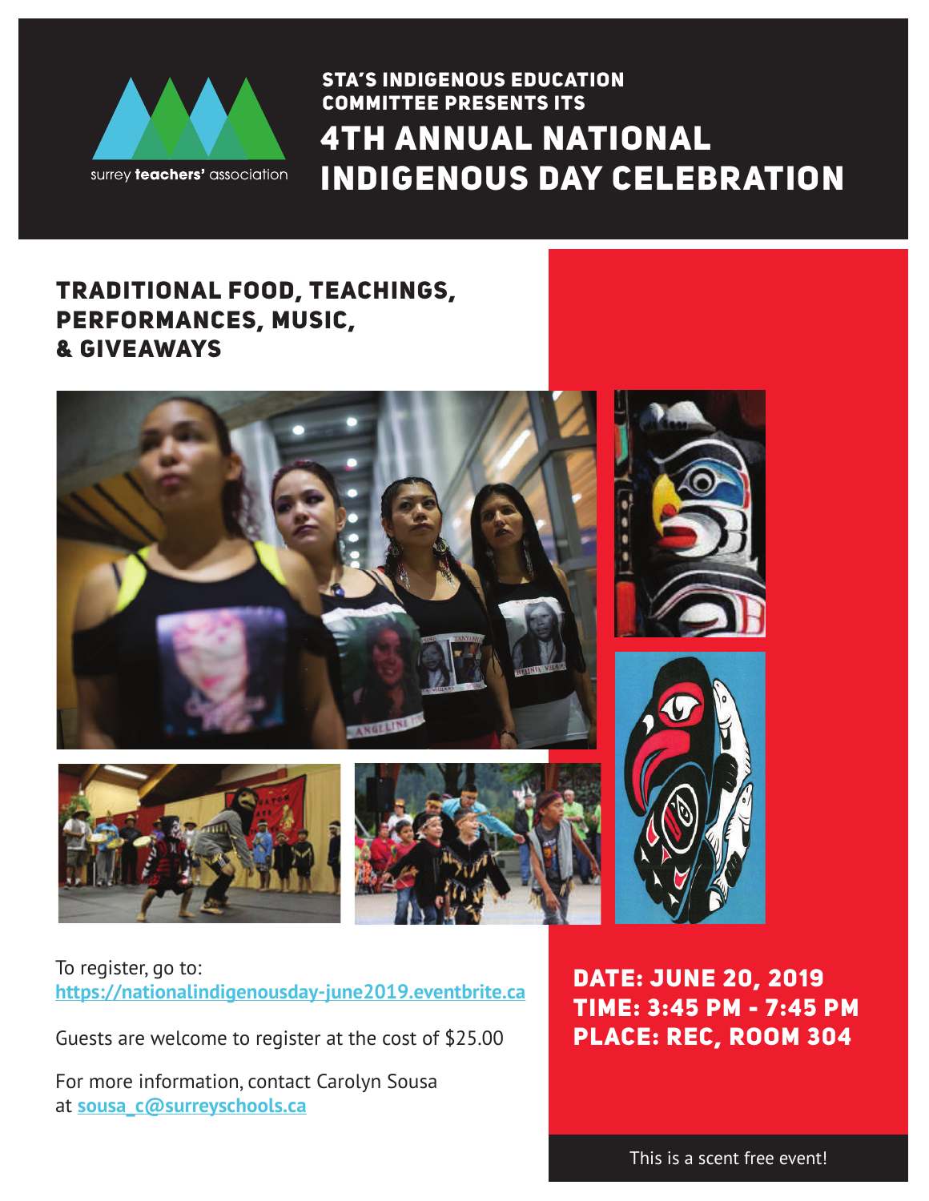surrey **teachers'** association

### STA'S INDIGENOUS EDUCATION COMMITTEE PRESENTS ITS

# 4TH ANNUAL NATIONAL INDIGENOUS DAY CELEBRATION

## TRADITIONAL FOOD, TEACHINGS, PERFORMANCES, MUSIC, & GIVEAWAYS

To register, go to:
**https://nationalindigenousday-june2019.eventbrite.ca**

Guests are welcome to register at the cost of $25.00

For more information, contact Carolyn Sousa at **sousa_c@surreyschools.ca**

**DATE: JUNE 20, 2019**
**TIME: 3:45 PM - 7:45 PM**
**PLACE: REC, ROOM 304**

This is a scent free event!